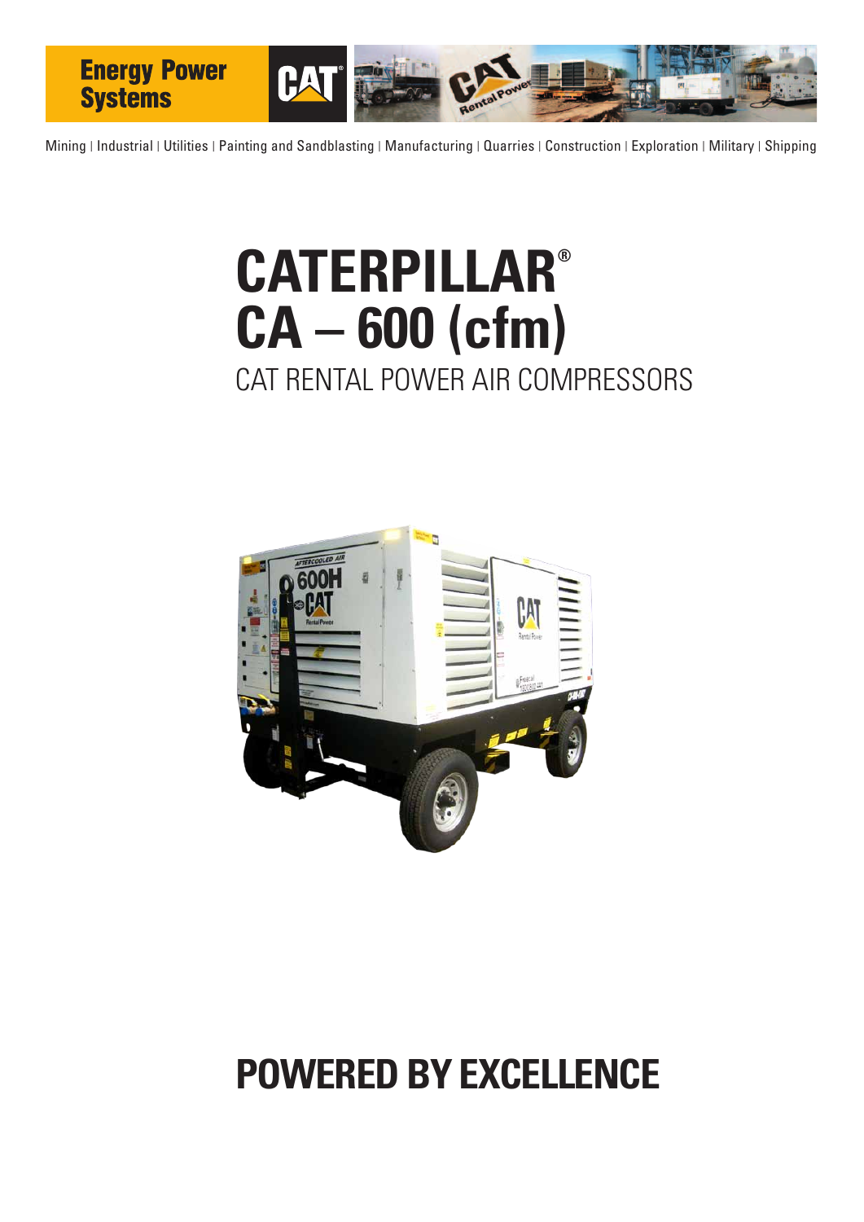Energy Power Systems

Mining | Industrial | Utilities | Painting and Sandblasting | Manufacturing | Quarries | Construction | Exploration | Military | Shipping

# CATERPILLAR®
# CA – 600 (cfm)

## CAT RENTAL POWER AIR COMPRESSORS

# POWERED BY EXCELLENCE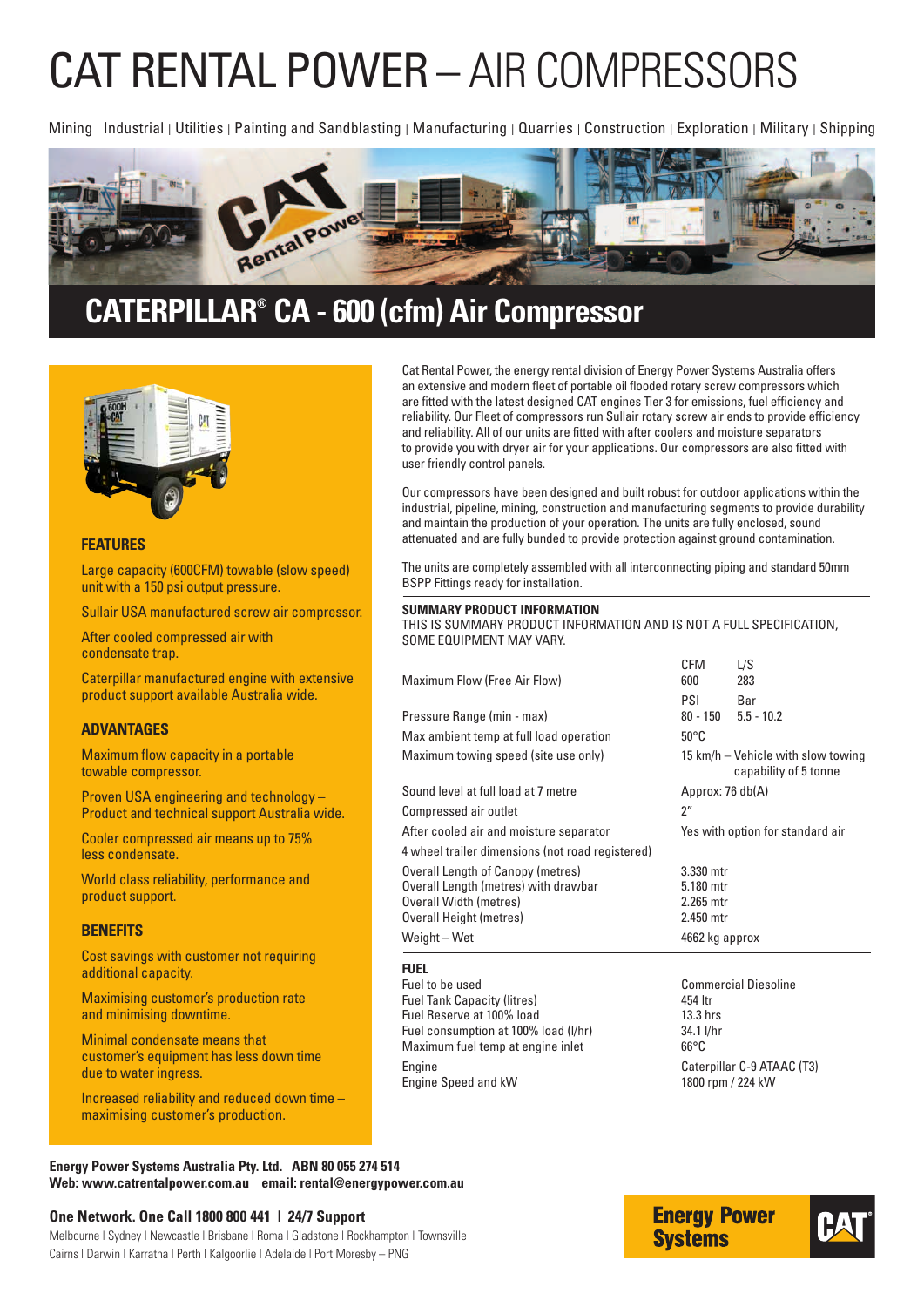# CAT RENTAL POWER – AIR COMPRESSORS

Mining | Industrial | Utilities | Painting and Sandblasting | Manufacturing | Quarries | Construction | Exploration | Military | Shipping

## CATERPILLAR® CA - 600 (cfm) Air Compressor

### FEATURES

Large capacity (600CFM) towable (slow speed) unit with a 150 psi output pressure.

Sullair USA manufactured screw air compressor.

After cooled compressed air with condensate trap.

Caterpillar manufactured engine with extensive product support available Australia wide.

### ADVANTAGES

Maximum flow capacity in a portable towable compressor.

Proven USA engineering and technology – Product and technical support Australia wide.

Cooler compressed air means up to 75% less condensate.

World class reliability, performance and product support.

### BENEFITS

Cost savings with customer not requiring additional capacity.

Maximising customer's production rate and minimising downtime.

Minimal condensate means that customer's equipment has less down time due to water ingress.

Increased reliability and reduced down time – maximising customer's production.

Cat Rental Power, the energy rental division of Energy Power Systems Australia offers an extensive and modern fleet of portable oil flooded rotary screw compressors which are fitted with the latest designed CAT engines Tier 3 for emissions, fuel efficiency and reliability. Our Fleet of compressors run Sullair rotary screw air ends to provide efficiency and reliability. All of our units are fitted with after coolers and moisture separators to provide you with dryer air for your applications. Our compressors are also fitted with user friendly control panels.

Our compressors have been designed and built robust for outdoor applications within the industrial, pipeline, mining, construction and manufacturing segments to provide durability and maintain the production of your operation. The units are fully enclosed, sound attenuated and are fully bunded to provide protection against ground contamination.

The units are completely assembled with all interconnecting piping and standard 50mm BSPP Fittings ready for installation.

**SUMMARY PRODUCT INFORMATION**
THIS IS SUMMARY PRODUCT INFORMATION AND IS NOT A FULL SPECIFICATION, SOME EQUIPMENT MAY VARY.

| | | |
|---|---|---|
| | CFM | L/S |
| Maximum Flow (Free Air Flow) | 600 | 283 |
| | PSI | Bar |
| Pressure Range (min - max) | 80 - 150 | 5.5 - 10.2 |
| Max ambient temp at full load operation | 50°C | |
| Maximum towing speed (site use only) | 15 km/h – Vehicle with slow towing capability of 5 tonne | |
| Sound level at full load at 7 metre | Approx: 76 db(A) | |
| Compressed air outlet | 2" | |
| After cooled air and moisture separator | Yes with option for standard air | |
| 4 wheel trailer dimensions (not road registered) | | |
| Overall Length of Canopy (metres) | 3.330 mtr | |
| Overall Length (metres) with drawbar | 5.180 mtr | |
| Overall Width (metres) | 2.265 mtr | |
| Overall Height (metres) | 2.450 mtr | |
| Weight – Wet | 4662 kg approx | |

**FUEL**

| | |
|---|---|
| Fuel to be used | Commercial Diesoline |
| Fuel Tank Capacity (litres) | 454 ltr |
| Fuel Reserve at 100% load | 13.3 hrs |
| Fuel consumption at 100% load (l/hr) | 34.1 l/hr |
| Maximum fuel temp at engine inlet | 66°C |
| Engine | Caterpillar C-9 ATAAC (T3) |
| Engine Speed and kW | 1800 rpm / 224 kW |

**Energy Power Systems Australia Pty. Ltd. ABN 80 055 274 514**
**Web: www.catrentalpower.com.au email: rental@energypower.com.au**

**One Network. One Call 1800 800 441 | 24/7 Support**
Melbourne | Sydney | Newcastle | Brisbane | Roma | Gladstone | Rockhampton | Townsville
Cairns | Darwin | Karratha | Perth | Kalgoorlie | Adelaide | Port Moresby – PNG

Energy Power Systems
CAT